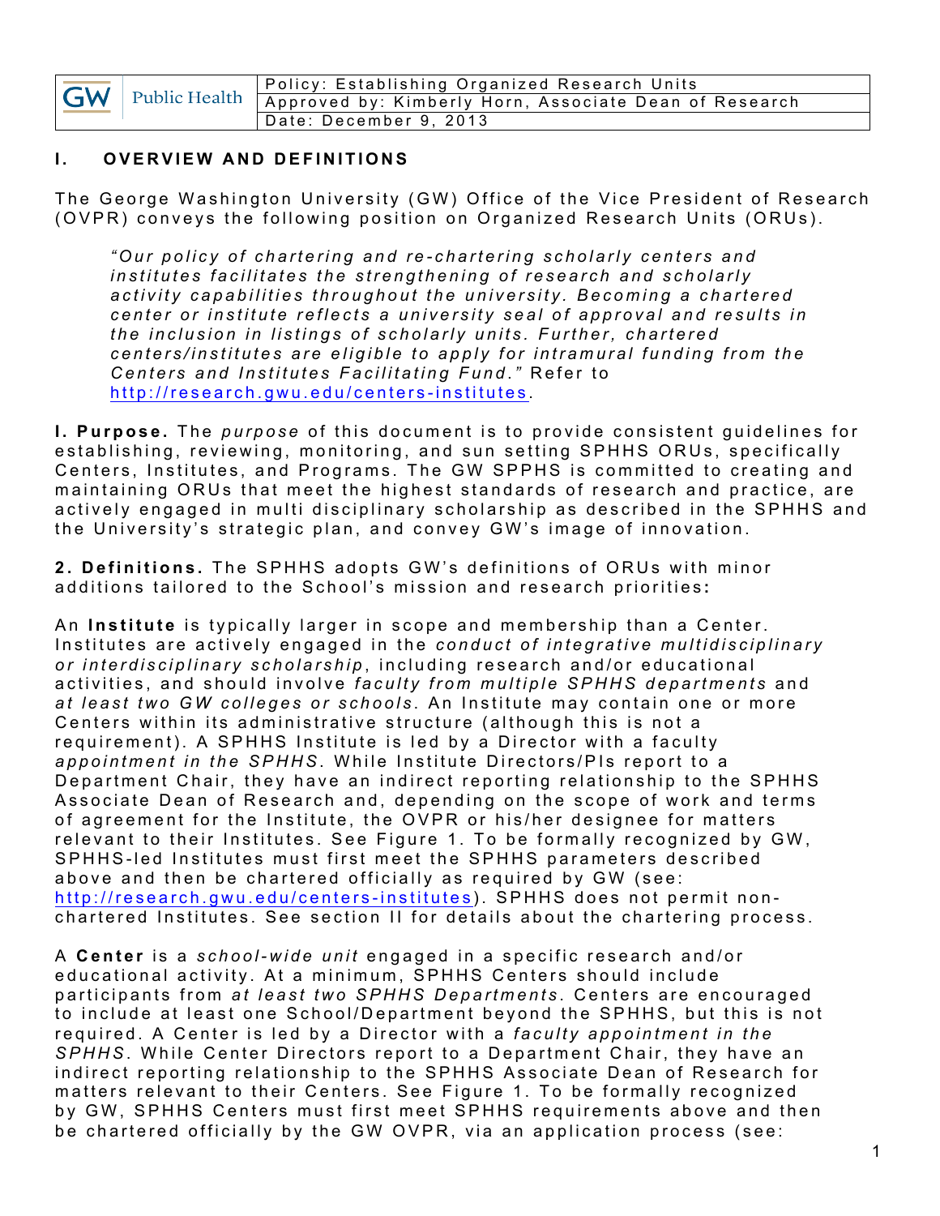| GW Public Health | Policy: Establishing Organized Research Units |
| --- | --- |
| | Approved by: Kimberly Horn, Associate Dean of Research |
| | Date: December 9, 2013 |

## I. OVERVIEW AND DEFINITIONS

The George Washington University (GW) Office of the Vice President of Research (OVPR) conveys the following position on Organized Research Units (ORUs).

> *"Our policy of chartering and re-chartering scholarly centers and institutes facilitates the strengthening of research and scholarly activity capabilities throughout the university. Becoming a chartered center or institute reflects a university seal of approval and results in the inclusion in listings of scholarly units. Further, chartered centers/institutes are eligible to apply for intramural funding from the Centers and Institutes Facilitating Fund."* Refer to http://research.gwu.edu/centers-institutes.

**I. Purpose.** The *purpose* of this document is to provide consistent guidelines for establishing, reviewing, monitoring, and sun setting SPHHS ORUs, specifically Centers, Institutes, and Programs. The GW SPPHS is committed to creating and maintaining ORUs that meet the highest standards of research and practice, are actively engaged in multi disciplinary scholarship as described in the SPHHS and the University's strategic plan, and convey GW's image of innovation.

**2. Definitions.** The SPHHS adopts GW's definitions of ORUs with minor additions tailored to the School's mission and research priorities**:**

An **Institute** is typically larger in scope and membership than a Center. Institutes are actively engaged in the *conduct of integrative multidisciplinary or interdisciplinary scholarship*, including research and/or educational activities, and should involve *faculty from multiple SPHHS departments* and *at least two GW colleges or schools*. An Institute may contain one or more Centers within its administrative structure (although this is not a requirement). A SPHHS Institute is led by a Director with a faculty *appointment in the SPHHS*. While Institute Directors/PIs report to a Department Chair, they have an indirect reporting relationship to the SPHHS Associate Dean of Research and, depending on the scope of work and terms of agreement for the Institute, the OVPR or his/her designee for matters relevant to their Institutes. See Figure 1. To be formally recognized by GW, SPHHS-led Institutes must first meet the SPHHS parameters described above and then be chartered officially as required by GW (see: http://research.gwu.edu/centers-institutes). SPHHS does not permit non-chartered Institutes. See section II for details about the chartering process.

A **Center** is a *school-wide unit* engaged in a specific research and/or educational activity. At a minimum, SPHHS Centers should include participants from *at least two SPHHS Departments*. Centers are encouraged to include at least one School/Department beyond the SPHHS, but this is not required. A Center is led by a Director with a *faculty appointment in the SPHHS*. While Center Directors report to a Department Chair, they have an indirect reporting relationship to the SPHHS Associate Dean of Research for matters relevant to their Centers. See Figure 1. To be formally recognized by GW, SPHHS Centers must first meet SPHHS requirements above and then be chartered officially by the GW OVPR, via an application process (see: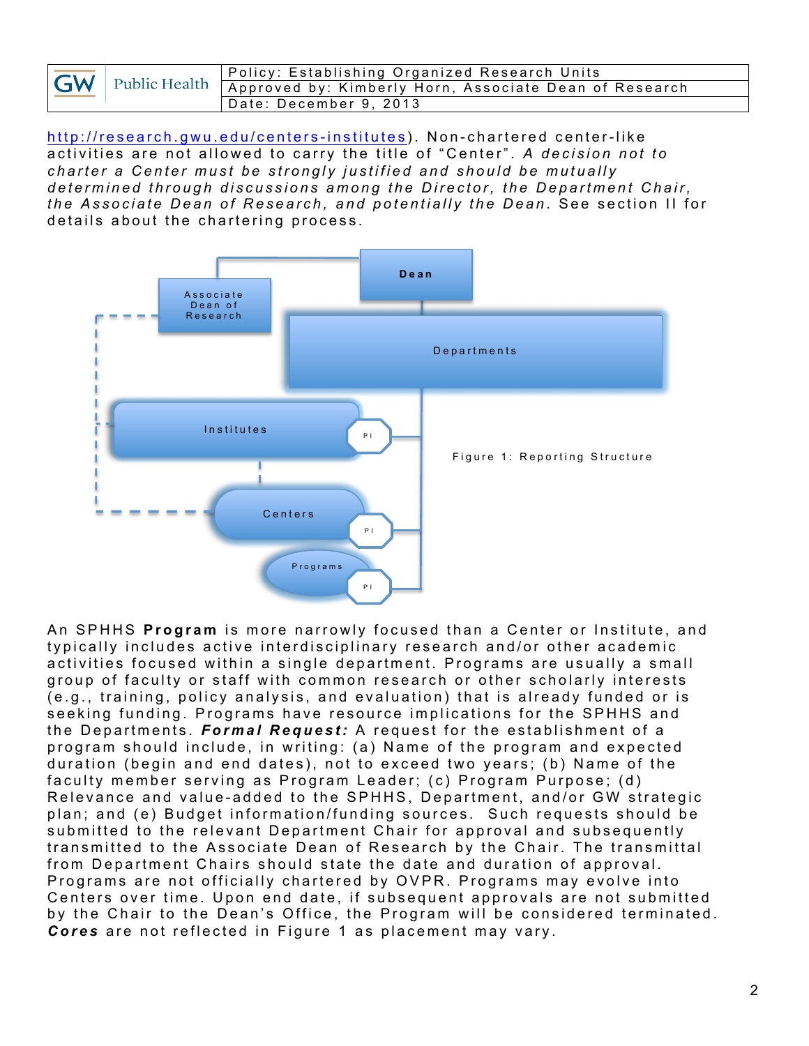http://research.gwu.edu/centers-institutes). Non-chartered center-like activities are not allowed to carry the title of "Center". *A decision not to charter a Center must be strongly justified and should be mutually determined through discussions among the Director, the Department Chair, the Associate Dean of Research, and potentially the Dean*. See section II for details about the chartering process.

Figure 1: Reporting Structure

An SPHHS **Program** is more narrowly focused than a Center or Institute, and typically includes active interdisciplinary research and/or other academic activities focused within a single department. Programs are usually a small group of faculty or staff with common research or other scholarly interests (e.g., training, policy analysis, and evaluation) that is already funded or is seeking funding. Programs have resource implications for the SPHHS and the Departments. ***Formal Request:*** A request for the establishment of a program should include, in writing: (a) Name of the program and expected duration (begin and end dates), not to exceed two years; (b) Name of the faculty member serving as Program Leader; (c) Program Purpose; (d) Relevance and value-added to the SPHHS, Department, and/or GW strategic plan; and (e) Budget information/funding sources. Such requests should be submitted to the relevant Department Chair for approval and subsequently transmitted to the Associate Dean of Research by the Chair. The transmittal from Department Chairs should state the date and duration of approval. Programs are not officially chartered by OVPR. Programs may evolve into Centers over time. Upon end date, if subsequent approvals are not submitted by the Chair to the Dean's Office, the Program will be considered terminated. ***Cores*** are not reflected in Figure 1 as placement may vary.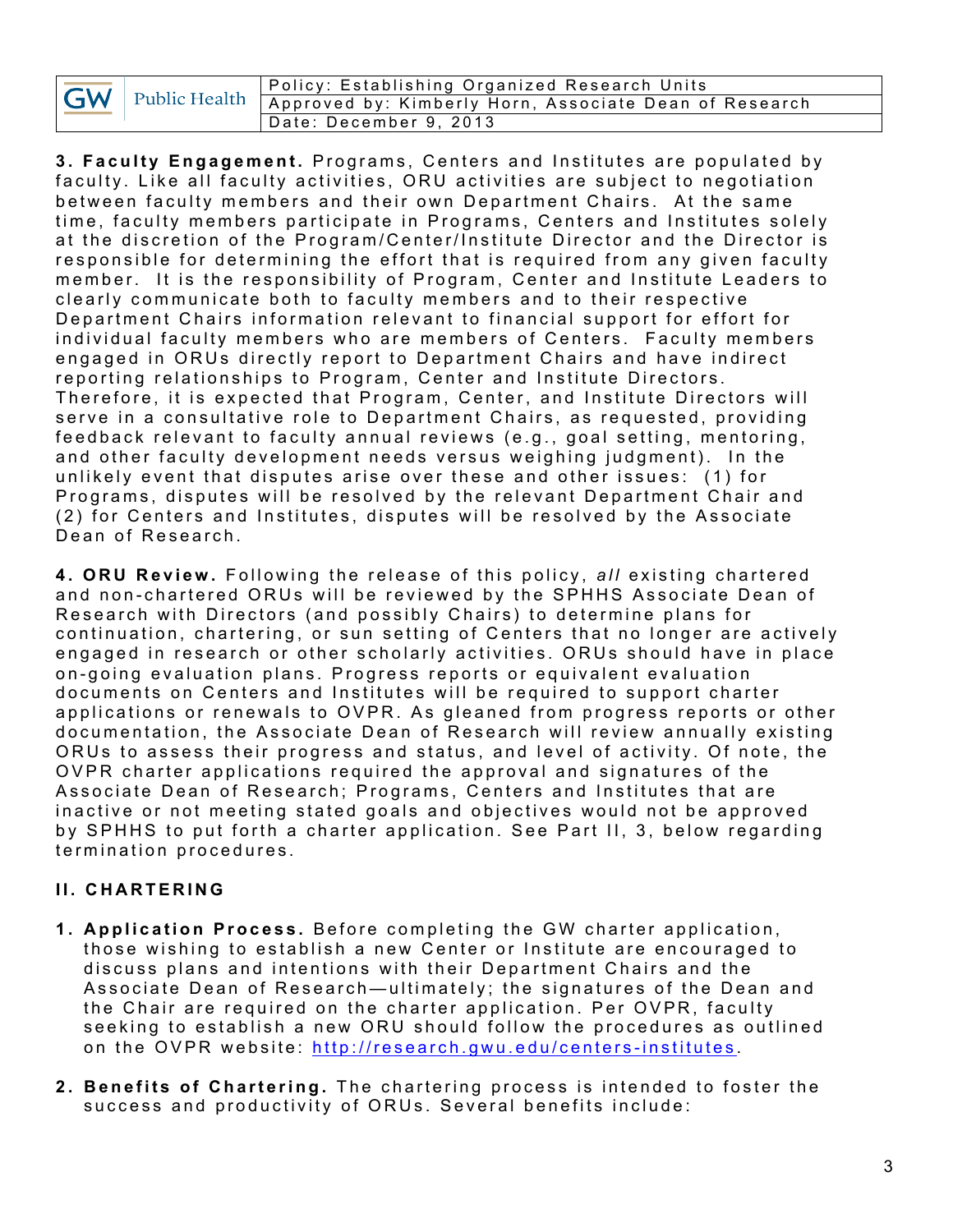**3. Faculty Engagement.** Programs, Centers and Institutes are populated by faculty. Like all faculty activities, ORU activities are subject to negotiation between faculty members and their own Department Chairs. At the same time, faculty members participate in Programs, Centers and Institutes solely at the discretion of the Program/Center/Institute Director and the Director is responsible for determining the effort that is required from any given faculty member. It is the responsibility of Program, Center and Institute Leaders to clearly communicate both to faculty members and to their respective Department Chairs information relevant to financial support for effort for individual faculty members who are members of Centers. Faculty members engaged in ORUs directly report to Department Chairs and have indirect reporting relationships to Program, Center and Institute Directors. Therefore, it is expected that Program, Center, and Institute Directors will serve in a consultative role to Department Chairs, as requested, providing feedback relevant to faculty annual reviews (e.g., goal setting, mentoring, and other faculty development needs versus weighing judgment). In the unlikely event that disputes arise over these and other issues: (1) for Programs, disputes will be resolved by the relevant Department Chair and (2) for Centers and Institutes, disputes will be resolved by the Associate Dean of Research.

**4. ORU Review.** Following the release of this policy, *all* existing chartered and non-chartered ORUs will be reviewed by the SPHHS Associate Dean of Research with Directors (and possibly Chairs) to determine plans for continuation, chartering, or sun setting of Centers that no longer are actively engaged in research or other scholarly activities. ORUs should have in place on-going evaluation plans. Progress reports or equivalent evaluation documents on Centers and Institutes will be required to support charter applications or renewals to OVPR. As gleaned from progress reports or other documentation, the Associate Dean of Research will review annually existing ORUs to assess their progress and status, and level of activity. Of note, the OVPR charter applications required the approval and signatures of the Associate Dean of Research; Programs, Centers and Institutes that are inactive or not meeting stated goals and objectives would not be approved by SPHHS to put forth a charter application. See Part II, 3, below regarding termination procedures.

## II. CHARTERING

1. **Application Process.** Before completing the GW charter application, those wishing to establish a new Center or Institute are encouraged to discuss plans and intentions with their Department Chairs and the Associate Dean of Research—ultimately; the signatures of the Dean and the Chair are required on the charter application. Per OVPR, faculty seeking to establish a new ORU should follow the procedures as outlined on the OVPR website: [http://research.gwu.edu/centers-institutes](http://research.gwu.edu/centers-institutes).

2. **Benefits of Chartering.** The chartering process is intended to foster the success and productivity of ORUs. Several benefits include: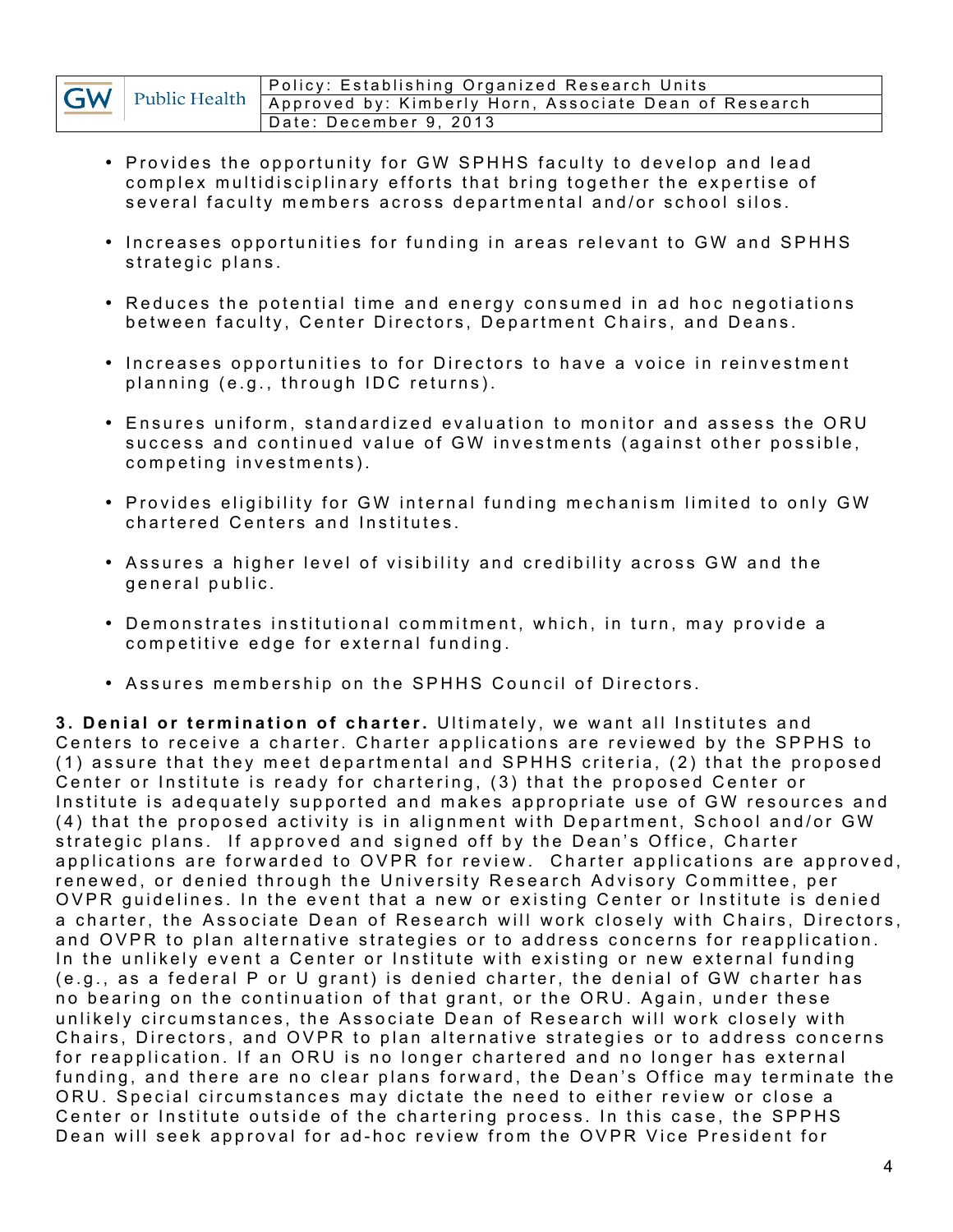- Provides the opportunity for GW SPHHS faculty to develop and lead complex multidisciplinary efforts that bring together the expertise of several faculty members across departmental and/or school silos.

- Increases opportunities for funding in areas relevant to GW and SPHHS strategic plans.

- Reduces the potential time and energy consumed in ad hoc negotiations between faculty, Center Directors, Department Chairs, and Deans.

- Increases opportunities to for Directors to have a voice in reinvestment planning (e.g., through IDC returns).

- Ensures uniform, standardized evaluation to monitor and assess the ORU success and continued value of GW investments (against other possible, competing investments).

- Provides eligibility for GW internal funding mechanism limited to only GW chartered Centers and Institutes.

- Assures a higher level of visibility and credibility across GW and the general public.

- Demonstrates institutional commitment, which, in turn, may provide a competitive edge for external funding.

- Assures membership on the SPHHS Council of Directors.

**3. Denial or termination of charter.** Ultimately, we want all Institutes and Centers to receive a charter. Charter applications are reviewed by the SPPHS to (1) assure that they meet departmental and SPHHS criteria, (2) that the proposed Center or Institute is ready for chartering, (3) that the proposed Center or Institute is adequately supported and makes appropriate use of GW resources and (4) that the proposed activity is in alignment with Department, School and/or GW strategic plans. If approved and signed off by the Dean's Office, Charter applications are forwarded to OVPR for review. Charter applications are approved, renewed, or denied through the University Research Advisory Committee, per OVPR guidelines. In the event that a new or existing Center or Institute is denied a charter, the Associate Dean of Research will work closely with Chairs, Directors, and OVPR to plan alternative strategies or to address concerns for reapplication. In the unlikely event a Center or Institute with existing or new external funding (e.g., as a federal P or U grant) is denied charter, the denial of GW charter has no bearing on the continuation of that grant, or the ORU. Again, under these unlikely circumstances, the Associate Dean of Research will work closely with Chairs, Directors, and OVPR to plan alternative strategies or to address concerns for reapplication. If an ORU is no longer chartered and no longer has external funding, and there are no clear plans forward, the Dean's Office may terminate the ORU. Special circumstances may dictate the need to either review or close a Center or Institute outside of the chartering process. In this case, the SPPHS Dean will seek approval for ad-hoc review from the OVPR Vice President for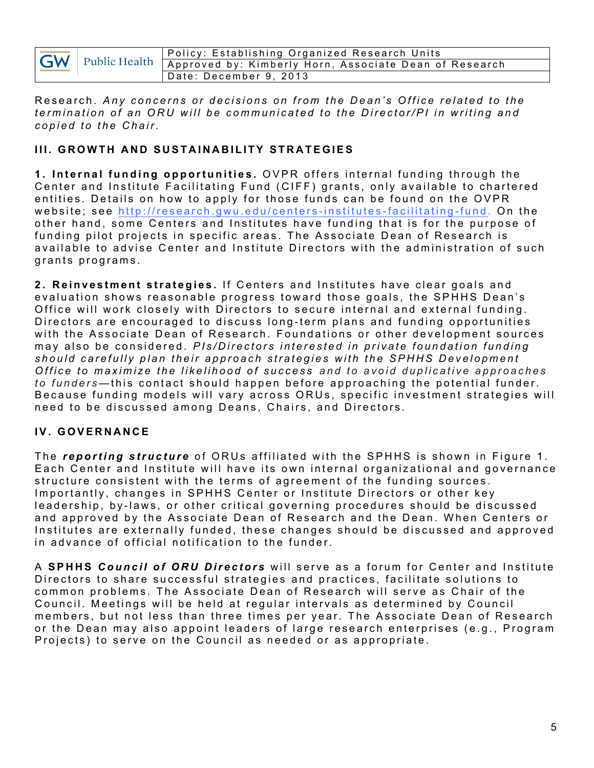Research. *Any concerns or decisions on from the Dean's Office related to the termination of an ORU will be communicated to the Director/PI in writing and copied to the Chair.*

### III. GROWTH AND SUSTAINABILITY STRATEGIES

**1. Internal funding opportunities.** OVPR offers internal funding through the Center and Institute Facilitating Fund (CIFF) grants, only available to chartered entities. Details on how to apply for those funds can be found on the OVPR website; see http://research.gwu.edu/centers-institutes-facilitating-fund. On the other hand, some Centers and Institutes have funding that is for the purpose of funding pilot projects in specific areas. The Associate Dean of Research is available to advise Center and Institute Directors with the administration of such grants programs.

**2. Reinvestment strategies.** If Centers and Institutes have clear goals and evaluation shows reasonable progress toward those goals, the SPHHS Dean's Office will work closely with Directors to secure internal and external funding. Directors are encouraged to discuss long-term plans and funding opportunities with the Associate Dean of Research. Foundations or other development sources may also be considered. *PIs/Directors interested in private foundation funding should carefully plan their approach strategies with the SPHHS Development Office to maximize the likelihood of success and to avoid duplicative approaches to funders*—this contact should happen before approaching the potential funder. Because funding models will vary across ORUs, specific investment strategies will need to be discussed among Deans, Chairs, and Directors.

### IV. GOVERNANCE

The ***reporting structure*** of ORUs affiliated with the SPHHS is shown in Figure 1. Each Center and Institute will have its own internal organizational and governance structure consistent with the terms of agreement of the funding sources. Importantly, changes in SPHHS Center or Institute Directors or other key leadership, by-laws, or other critical governing procedures should be discussed and approved by the Associate Dean of Research and the Dean. When Centers or Institutes are externally funded, these changes should be discussed and approved in advance of official notification to the funder.

A **SPHHS *Council of ORU Directors*** will serve as a forum for Center and Institute Directors to share successful strategies and practices, facilitate solutions to common problems. The Associate Dean of Research will serve as Chair of the Council. Meetings will be held at regular intervals as determined by Council members, but not less than three times per year. The Associate Dean of Research or the Dean may also appoint leaders of large research enterprises (e.g., Program Projects) to serve on the Council as needed or as appropriate.